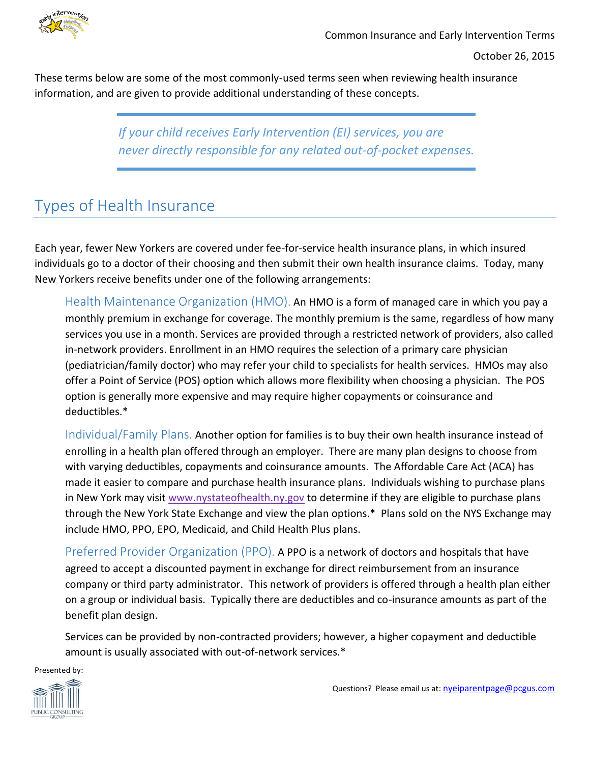Common Insurance and Early Intervention Terms

October 26, 2015

These terms below are some of the most commonly-used terms seen when reviewing health insurance information, and are given to provide additional understanding of these concepts.

> *If your child receives Early Intervention (EI) services, you are never directly responsible for any related out-of-pocket expenses.*

## Types of Health Insurance

Each year, fewer New Yorkers are covered under fee-for-service health insurance plans, in which insured individuals go to a doctor of their choosing and then submit their own health insurance claims. Today, many New Yorkers receive benefits under one of the following arrangements:

**Health Maintenance Organization (HMO).** An HMO is a form of managed care in which you pay a monthly premium in exchange for coverage. The monthly premium is the same, regardless of how many services you use in a month. Services are provided through a restricted network of providers, also called in-network providers. Enrollment in an HMO requires the selection of a primary care physician (pediatrician/family doctor) who may refer your child to specialists for health services. HMOs may also offer a Point of Service (POS) option which allows more flexibility when choosing a physician. The POS option is generally more expensive and may require higher copayments or coinsurance and deductibles.*

**Individual/Family Plans.** Another option for families is to buy their own health insurance instead of enrolling in a health plan offered through an employer. There are many plan designs to choose from with varying deductibles, copayments and coinsurance amounts. The Affordable Care Act (ACA) has made it easier to compare and purchase health insurance plans. Individuals wishing to purchase plans in New York may visit www.nystateofhealth.ny.gov to determine if they are eligible to purchase plans through the New York State Exchange and view the plan options.* Plans sold on the NYS Exchange may include HMO, PPO, EPO, Medicaid, and Child Health Plus plans.

**Preferred Provider Organization (PPO).** A PPO is a network of doctors and hospitals that have agreed to accept a discounted payment in exchange for direct reimbursement from an insurance company or third party administrator. This network of providers is offered through a health plan either on a group or individual basis. Typically there are deductibles and co-insurance amounts as part of the benefit plan design.

Services can be provided by non-contracted providers; however, a higher copayment and deductible amount is usually associated with out-of-network services.*

Presented by: Public Consulting Group

Questions? Please email us at: nyeiparentpage@pcgus.com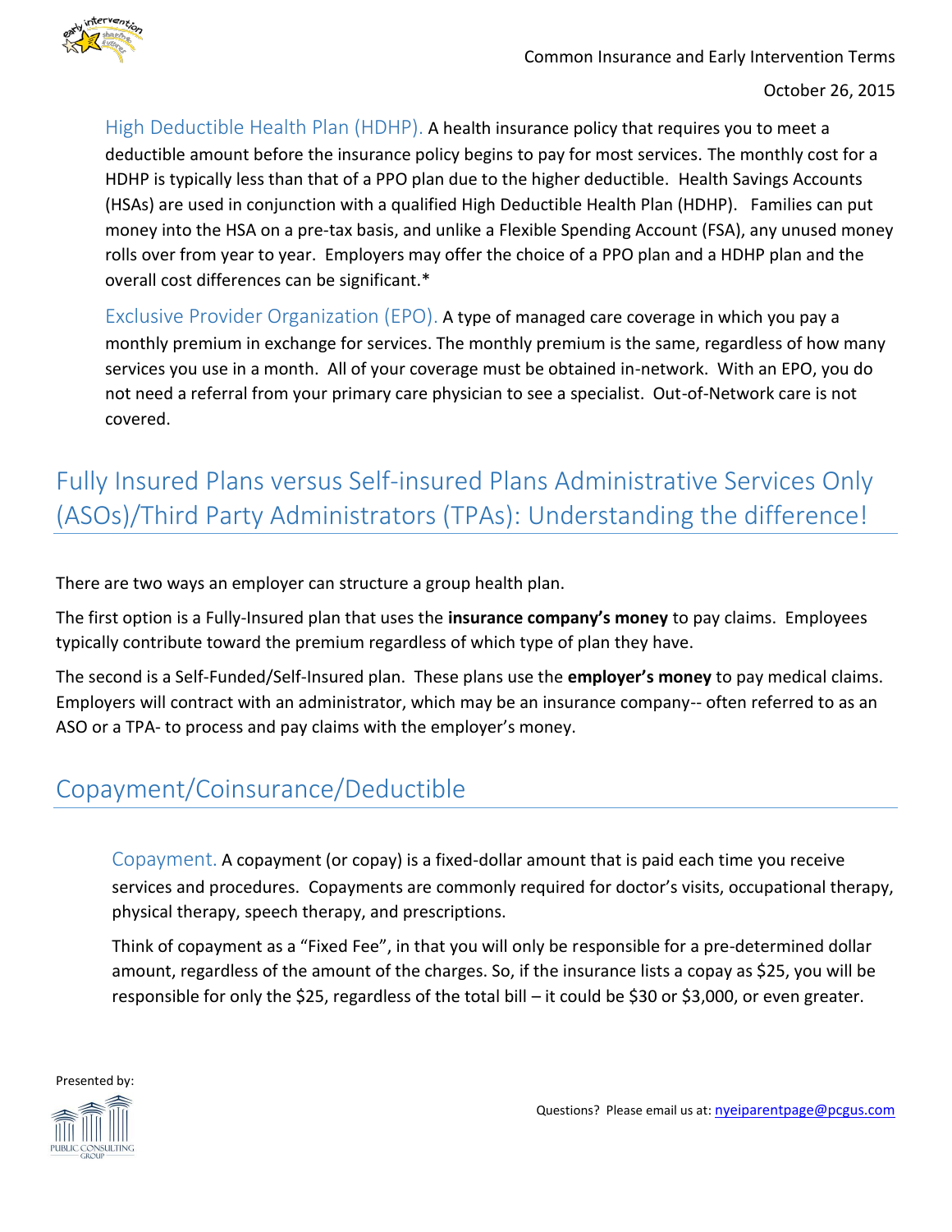**High Deductible Health Plan (HDHP).** A health insurance policy that requires you to meet a deductible amount before the insurance policy begins to pay for most services. The monthly cost for a HDHP is typically less than that of a PPO plan due to the higher deductible. Health Savings Accounts (HSAs) are used in conjunction with a qualified High Deductible Health Plan (HDHP). Families can put money into the HSA on a pre-tax basis, and unlike a Flexible Spending Account (FSA), any unused money rolls over from year to year. Employers may offer the choice of a PPO plan and a HDHP plan and the overall cost differences can be significant.*

**Exclusive Provider Organization (EPO).** A type of managed care coverage in which you pay a monthly premium in exchange for services. The monthly premium is the same, regardless of how many services you use in a month. All of your coverage must be obtained in-network. With an EPO, you do not need a referral from your primary care physician to see a specialist. Out-of-Network care is not covered.

## Fully Insured Plans versus Self-insured Plans Administrative Services Only (ASOs)/Third Party Administrators (TPAs): Understanding the difference!

There are two ways an employer can structure a group health plan.

The first option is a Fully-Insured plan that uses the **insurance company's money** to pay claims. Employees typically contribute toward the premium regardless of which type of plan they have.

The second is a Self-Funded/Self-Insured plan. These plans use the **employer's money** to pay medical claims. Employers will contract with an administrator, which may be an insurance company-- often referred to as an ASO or a TPA- to process and pay claims with the employer's money.

## Copayment/Coinsurance/Deductible

**Copayment.** A copayment (or copay) is a fixed-dollar amount that is paid each time you receive services and procedures. Copayments are commonly required for doctor's visits, occupational therapy, physical therapy, speech therapy, and prescriptions.

Think of copayment as a "Fixed Fee", in that you will only be responsible for a pre-determined dollar amount, regardless of the amount of the charges. So, if the insurance lists a copay as $25, you will be responsible for only the $25, regardless of the total bill – it could be $30 or $3,000, or even greater.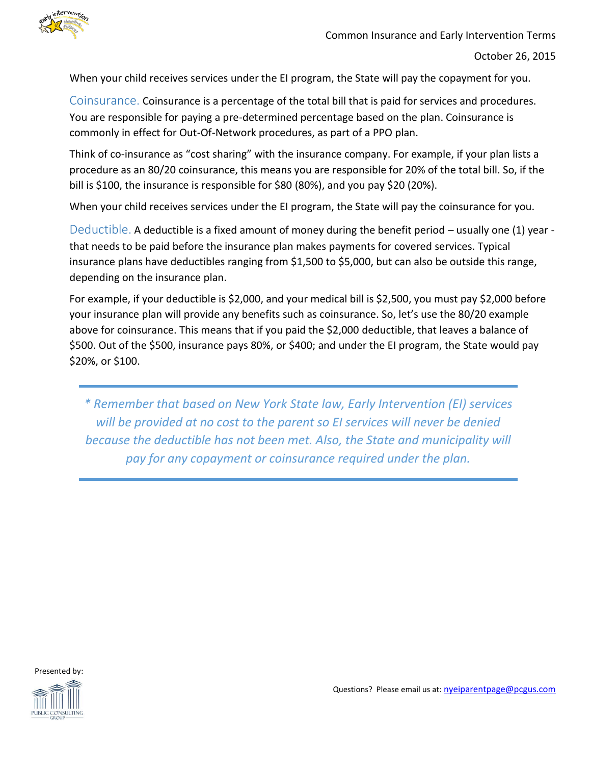When your child receives services under the EI program, the State will pay the copayment for you.

**Coinsurance.** Coinsurance is a percentage of the total bill that is paid for services and procedures. You are responsible for paying a pre-determined percentage based on the plan. Coinsurance is commonly in effect for Out-Of-Network procedures, as part of a PPO plan.

Think of co-insurance as “cost sharing” with the insurance company. For example, if your plan lists a procedure as an 80/20 coinsurance, this means you are responsible for 20% of the total bill. So, if the bill is $100, the insurance is responsible for $80 (80%), and you pay $20 (20%).

When your child receives services under the EI program, the State will pay the coinsurance for you.

**Deductible.** A deductible is a fixed amount of money during the benefit period – usually one (1) year - that needs to be paid before the insurance plan makes payments for covered services. Typical insurance plans have deductibles ranging from $1,500 to $5,000, but can also be outside this range, depending on the insurance plan.

For example, if your deductible is $2,000, and your medical bill is $2,500, you must pay $2,000 before your insurance plan will provide any benefits such as coinsurance. So, let’s use the 80/20 example above for coinsurance. This means that if you paid the $2,000 deductible, that leaves a balance of $500. Out of the $500, insurance pays 80%, or $400; and under the EI program, the State would pay $20%, or $100.

---

*\* Remember that based on New York State law, Early Intervention (EI) services will be provided at no cost to the parent so EI services will never be denied because the deductible has not been met. Also, the State and municipality will pay for any copayment or coinsurance required under the plan.*

---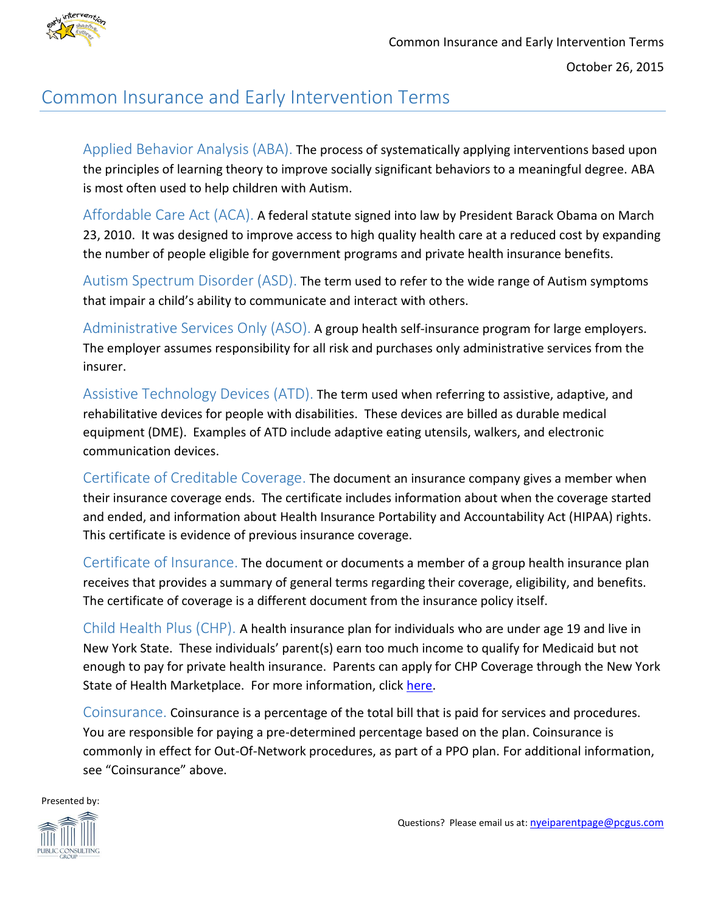# Common Insurance and Early Intervention Terms

**Applied Behavior Analysis (ABA).** The process of systematically applying interventions based upon the principles of learning theory to improve socially significant behaviors to a meaningful degree. ABA is most often used to help children with Autism.

**Affordable Care Act (ACA).** A federal statute signed into law by President Barack Obama on March 23, 2010. It was designed to improve access to high quality health care at a reduced cost by expanding the number of people eligible for government programs and private health insurance benefits.

**Autism Spectrum Disorder (ASD).** The term used to refer to the wide range of Autism symptoms that impair a child's ability to communicate and interact with others.

**Administrative Services Only (ASO).** A group health self-insurance program for large employers. The employer assumes responsibility for all risk and purchases only administrative services from the insurer.

**Assistive Technology Devices (ATD).** The term used when referring to assistive, adaptive, and rehabilitative devices for people with disabilities. These devices are billed as durable medical equipment (DME). Examples of ATD include adaptive eating utensils, walkers, and electronic communication devices.

**Certificate of Creditable Coverage.** The document an insurance company gives a member when their insurance coverage ends. The certificate includes information about when the coverage started and ended, and information about Health Insurance Portability and Accountability Act (HIPAA) rights. This certificate is evidence of previous insurance coverage.

**Certificate of Insurance.** The document or documents a member of a group health insurance plan receives that provides a summary of general terms regarding their coverage, eligibility, and benefits. The certificate of coverage is a different document from the insurance policy itself.

**Child Health Plus (CHP).** A health insurance plan for individuals who are under age 19 and live in New York State. These individuals' parent(s) earn too much income to qualify for Medicaid but not enough to pay for private health insurance. Parents can apply for CHP Coverage through the New York State of Health Marketplace. For more information, click here.

**Coinsurance.** Coinsurance is a percentage of the total bill that is paid for services and procedures. You are responsible for paying a pre-determined percentage based on the plan. Coinsurance is commonly in effect for Out-Of-Network procedures, as part of a PPO plan. For additional information, see "Coinsurance" above.

Presented by: Public Consulting Group

Questions? Please email us at: nyeiparentpage@pcgus.com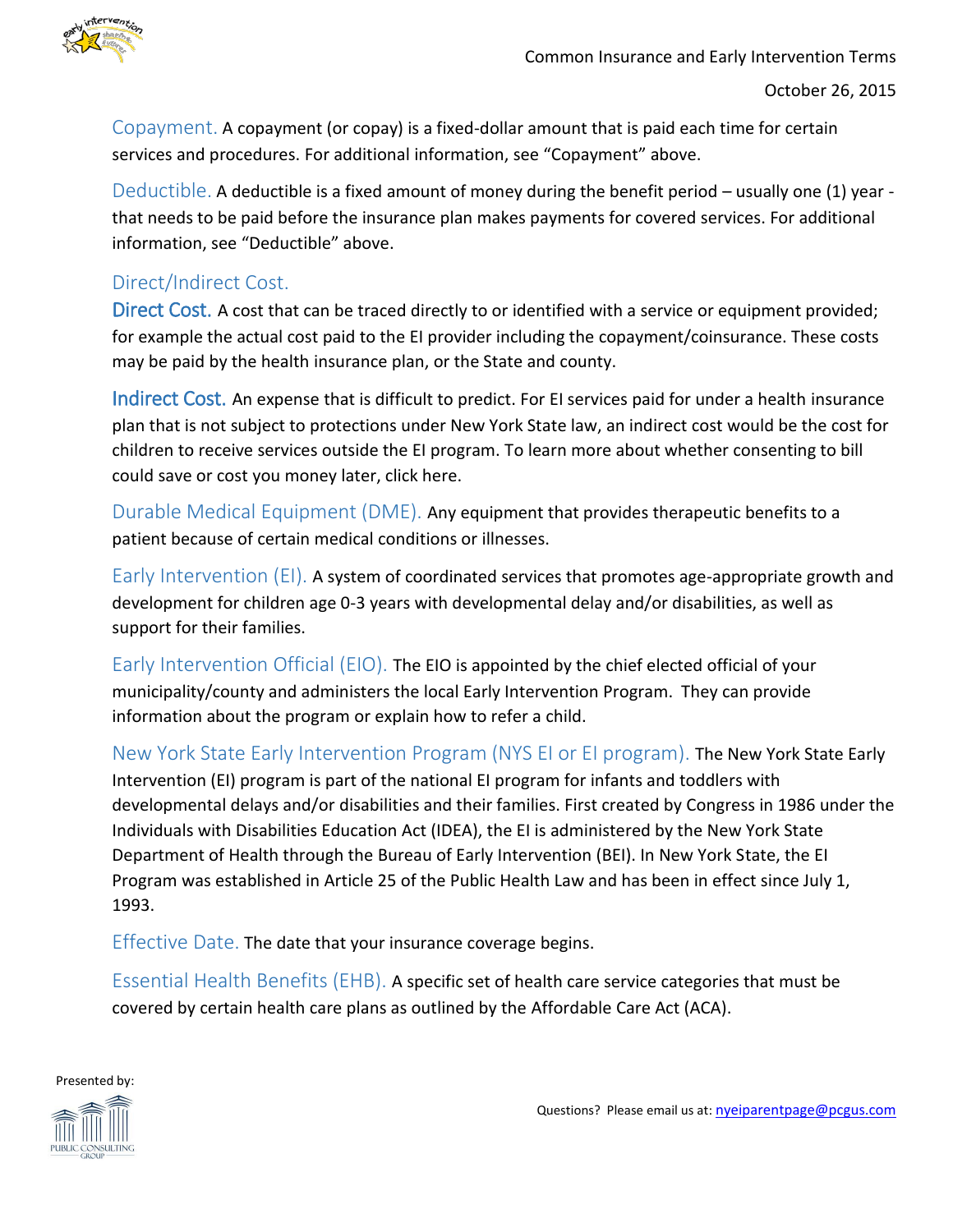**Copayment.** A copayment (or copay) is a fixed-dollar amount that is paid each time for certain services and procedures. For additional information, see "Copayment" above.

**Deductible.** A deductible is a fixed amount of money during the benefit period – usually one (1) year - that needs to be paid before the insurance plan makes payments for covered services. For additional information, see "Deductible" above.

### Direct/Indirect Cost.

**Direct Cost.** A cost that can be traced directly to or identified with a service or equipment provided; for example the actual cost paid to the EI provider including the copayment/coinsurance. These costs may be paid by the health insurance plan, or the State and county.

**Indirect Cost.** An expense that is difficult to predict. For EI services paid for under a health insurance plan that is not subject to protections under New York State law, an indirect cost would be the cost for children to receive services outside the EI program. To learn more about whether consenting to bill could save or cost you money later, click here.

**Durable Medical Equipment (DME).** Any equipment that provides therapeutic benefits to a patient because of certain medical conditions or illnesses.

**Early Intervention (EI).** A system of coordinated services that promotes age-appropriate growth and development for children age 0-3 years with developmental delay and/or disabilities, as well as support for their families.

**Early Intervention Official (EIO).** The EIO is appointed by the chief elected official of your municipality/county and administers the local Early Intervention Program. They can provide information about the program or explain how to refer a child.

**New York State Early Intervention Program (NYS EI or EI program).** The New York State Early Intervention (EI) program is part of the national EI program for infants and toddlers with developmental delays and/or disabilities and their families. First created by Congress in 1986 under the Individuals with Disabilities Education Act (IDEA), the EI is administered by the New York State Department of Health through the Bureau of Early Intervention (BEI). In New York State, the EI Program was established in Article 25 of the Public Health Law and has been in effect since July 1, 1993.

**Effective Date.** The date that your insurance coverage begins.

**Essential Health Benefits (EHB).** A specific set of health care service categories that must be covered by certain health care plans as outlined by the Affordable Care Act (ACA).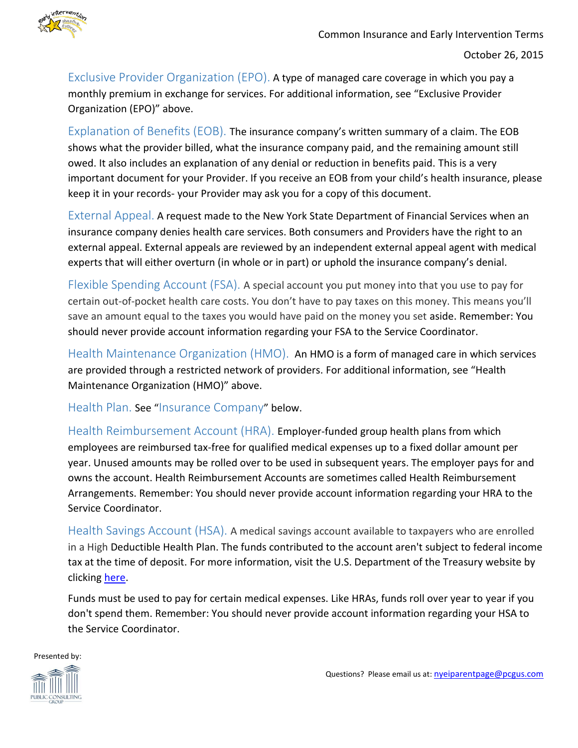**Exclusive Provider Organization (EPO).** A type of managed care coverage in which you pay a monthly premium in exchange for services. For additional information, see "Exclusive Provider Organization (EPO)" above.

**Explanation of Benefits (EOB).** The insurance company's written summary of a claim. The EOB shows what the provider billed, what the insurance company paid, and the remaining amount still owed. It also includes an explanation of any denial or reduction in benefits paid. This is a very important document for your Provider. If you receive an EOB from your child's health insurance, please keep it in your records- your Provider may ask you for a copy of this document.

**External Appeal.** A request made to the New York State Department of Financial Services when an insurance company denies health care services. Both consumers and Providers have the right to an external appeal. External appeals are reviewed by an independent external appeal agent with medical experts that will either overturn (in whole or in part) or uphold the insurance company's denial.

**Flexible Spending Account (FSA).** A special account you put money into that you use to pay for certain out-of-pocket health care costs. You don't have to pay taxes on this money. This means you'll save an amount equal to the taxes you would have paid on the money you set aside. Remember: You should never provide account information regarding your FSA to the Service Coordinator.

**Health Maintenance Organization (HMO).** An HMO is a form of managed care in which services are provided through a restricted network of providers. For additional information, see "Health Maintenance Organization (HMO)" above.

**Health Plan.** See "Insurance Company" below.

**Health Reimbursement Account (HRA).** Employer-funded group health plans from which employees are reimbursed tax-free for qualified medical expenses up to a fixed dollar amount per year. Unused amounts may be rolled over to be used in subsequent years. The employer pays for and owns the account. Health Reimbursement Accounts are sometimes called Health Reimbursement Arrangements. Remember: You should never provide account information regarding your HRA to the Service Coordinator.

**Health Savings Account (HSA).** A medical savings account available to taxpayers who are enrolled in a High Deductible Health Plan. The funds contributed to the account aren't subject to federal income tax at the time of deposit. For more information, visit the U.S. Department of the Treasury website by clicking here.

Funds must be used to pay for certain medical expenses. Like HRAs, funds roll over year to year if you don't spend them. Remember: You should never provide account information regarding your HSA to the Service Coordinator.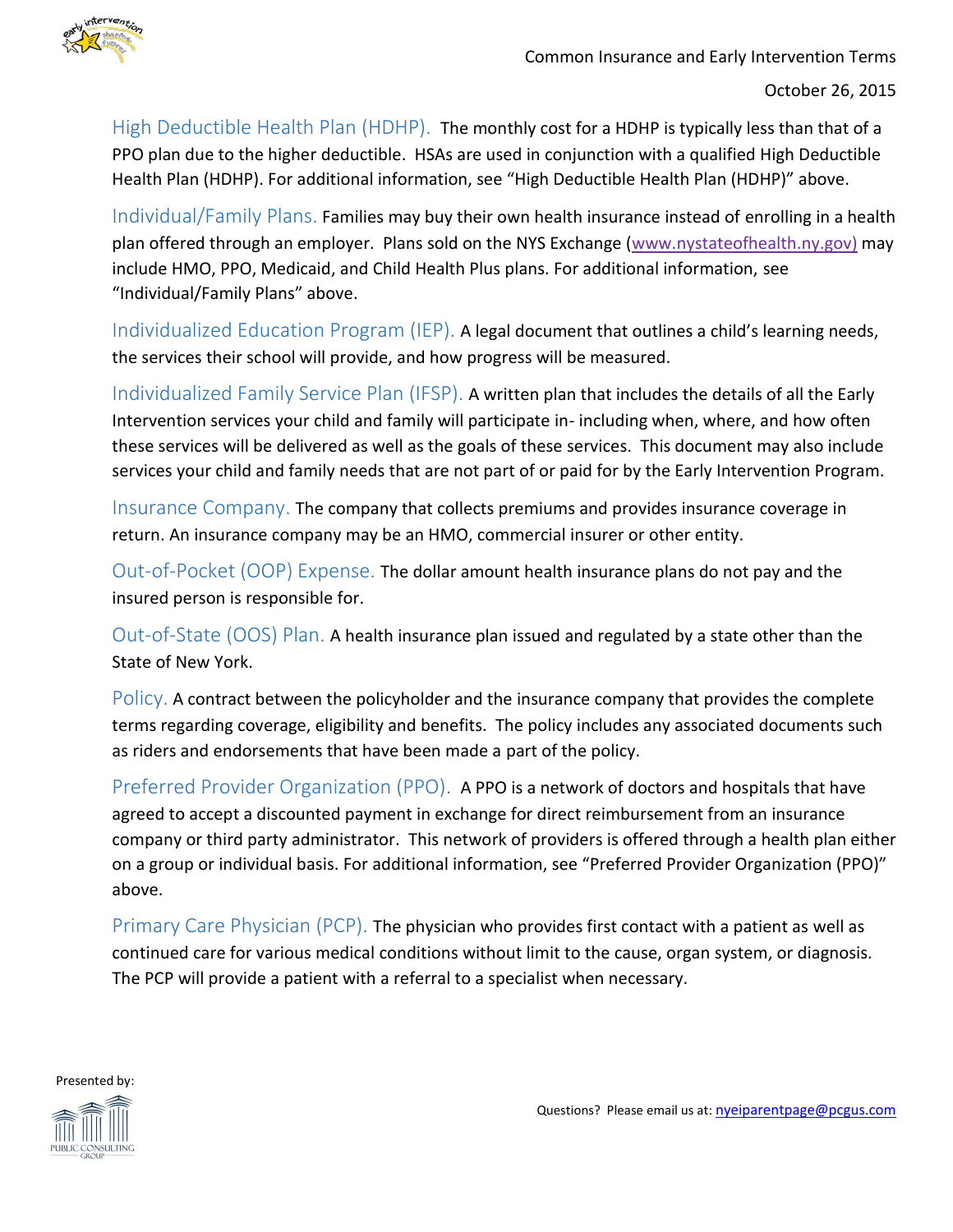**High Deductible Health Plan (HDHP).** The monthly cost for a HDHP is typically less than that of a PPO plan due to the higher deductible. HSAs are used in conjunction with a qualified High Deductible Health Plan (HDHP). For additional information, see "High Deductible Health Plan (HDHP)" above.

**Individual/Family Plans.** Families may buy their own health insurance instead of enrolling in a health plan offered through an employer. Plans sold on the NYS Exchange (www.nystateofhealth.ny.gov) may include HMO, PPO, Medicaid, and Child Health Plus plans. For additional information, see "Individual/Family Plans" above.

**Individualized Education Program (IEP).** A legal document that outlines a child's learning needs, the services their school will provide, and how progress will be measured.

**Individualized Family Service Plan (IFSP).** A written plan that includes the details of all the Early Intervention services your child and family will participate in- including when, where, and how often these services will be delivered as well as the goals of these services. This document may also include services your child and family needs that are not part of or paid for by the Early Intervention Program.

**Insurance Company.** The company that collects premiums and provides insurance coverage in return. An insurance company may be an HMO, commercial insurer or other entity.

**Out-of-Pocket (OOP) Expense.** The dollar amount health insurance plans do not pay and the insured person is responsible for.

**Out-of-State (OOS) Plan.** A health insurance plan issued and regulated by a state other than the State of New York.

**Policy.** A contract between the policyholder and the insurance company that provides the complete terms regarding coverage, eligibility and benefits. The policy includes any associated documents such as riders and endorsements that have been made a part of the policy.

**Preferred Provider Organization (PPO).** A PPO is a network of doctors and hospitals that have agreed to accept a discounted payment in exchange for direct reimbursement from an insurance company or third party administrator. This network of providers is offered through a health plan either on a group or individual basis. For additional information, see "Preferred Provider Organization (PPO)" above.

**Primary Care Physician (PCP).** The physician who provides first contact with a patient as well as continued care for various medical conditions without limit to the cause, organ system, or diagnosis. The PCP will provide a patient with a referral to a specialist when necessary.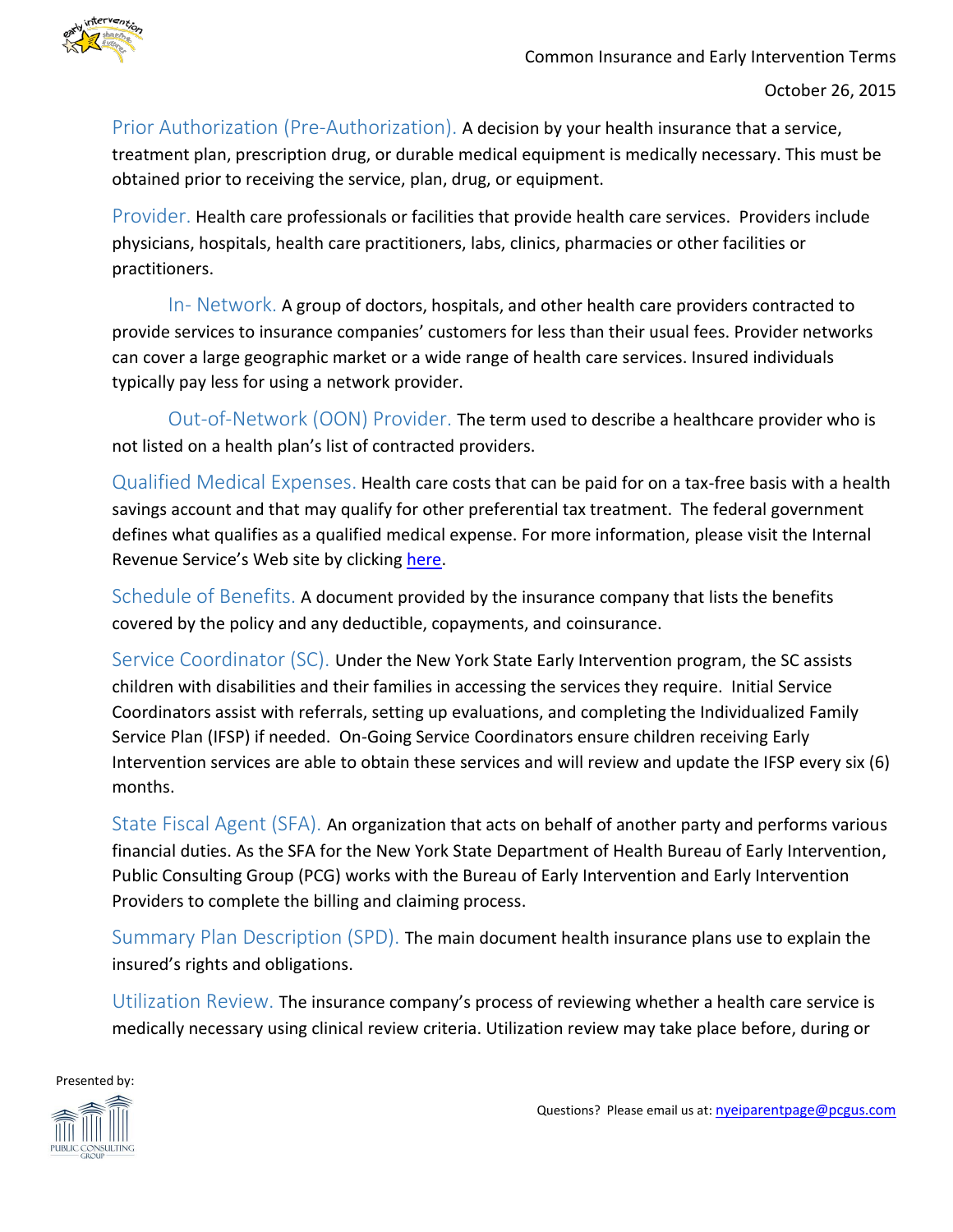**Prior Authorization (Pre-Authorization).** A decision by your health insurance that a service, treatment plan, prescription drug, or durable medical equipment is medically necessary. This must be obtained prior to receiving the service, plan, drug, or equipment.

**Provider.** Health care professionals or facilities that provide health care services. Providers include physicians, hospitals, health care practitioners, labs, clinics, pharmacies or other facilities or practitioners.

**In- Network.** A group of doctors, hospitals, and other health care providers contracted to provide services to insurance companies' customers for less than their usual fees. Provider networks can cover a large geographic market or a wide range of health care services. Insured individuals typically pay less for using a network provider.

**Out-of-Network (OON) Provider.** The term used to describe a healthcare provider who is not listed on a health plan's list of contracted providers.

**Qualified Medical Expenses.** Health care costs that can be paid for on a tax-free basis with a health savings account and that may qualify for other preferential tax treatment. The federal government defines what qualifies as a qualified medical expense. For more information, please visit the Internal Revenue Service's Web site by clicking here.

**Schedule of Benefits.** A document provided by the insurance company that lists the benefits covered by the policy and any deductible, copayments, and coinsurance.

**Service Coordinator (SC).** Under the New York State Early Intervention program, the SC assists children with disabilities and their families in accessing the services they require. Initial Service Coordinators assist with referrals, setting up evaluations, and completing the Individualized Family Service Plan (IFSP) if needed. On-Going Service Coordinators ensure children receiving Early Intervention services are able to obtain these services and will review and update the IFSP every six (6) months.

**State Fiscal Agent (SFA).** An organization that acts on behalf of another party and performs various financial duties. As the SFA for the New York State Department of Health Bureau of Early Intervention, Public Consulting Group (PCG) works with the Bureau of Early Intervention and Early Intervention Providers to complete the billing and claiming process.

**Summary Plan Description (SPD).** The main document health insurance plans use to explain the insured's rights and obligations.

**Utilization Review.** The insurance company's process of reviewing whether a health care service is medically necessary using clinical review criteria. Utilization review may take place before, during or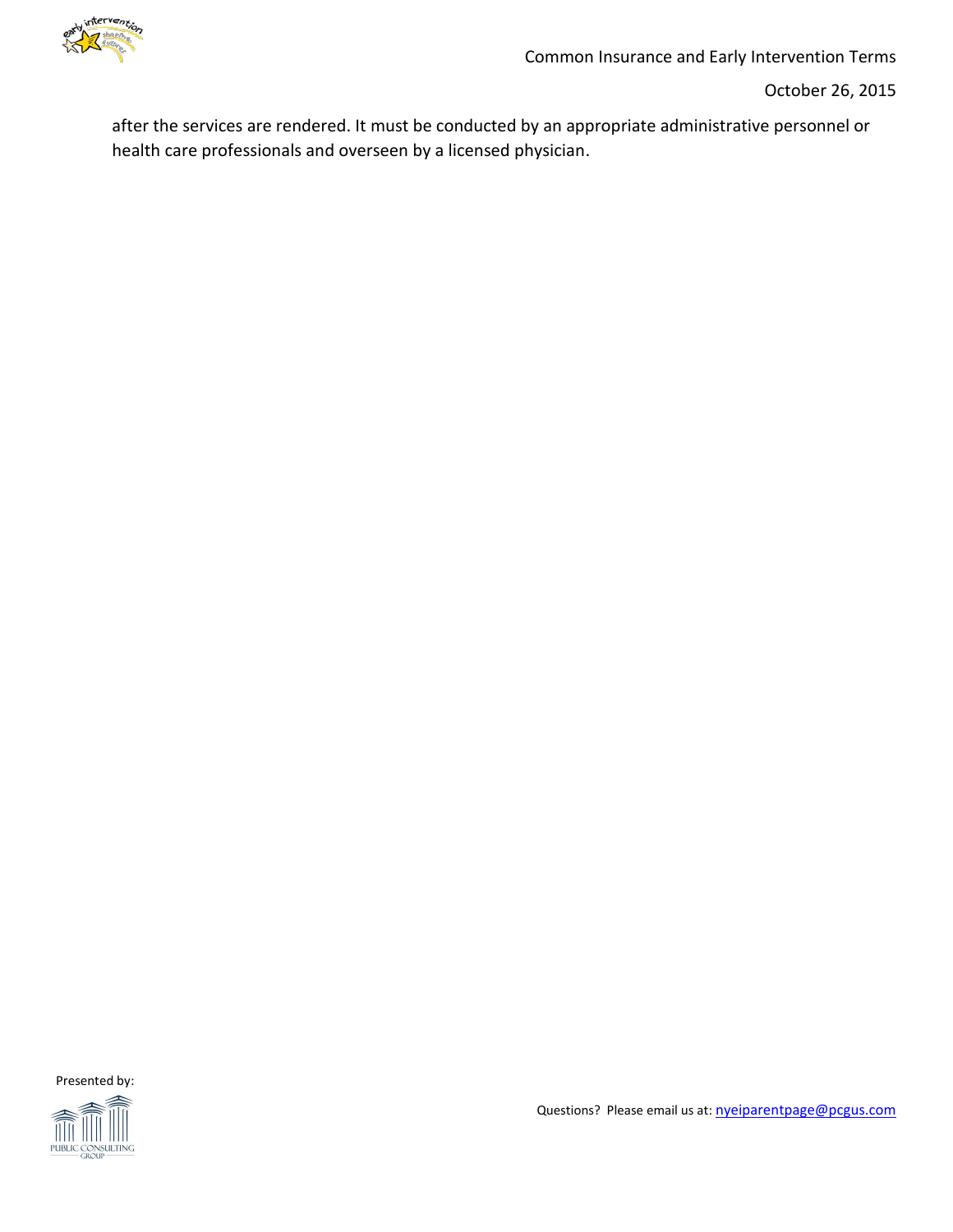after the services are rendered. It must be conducted by an appropriate administrative personnel or health care professionals and overseen by a licensed physician.